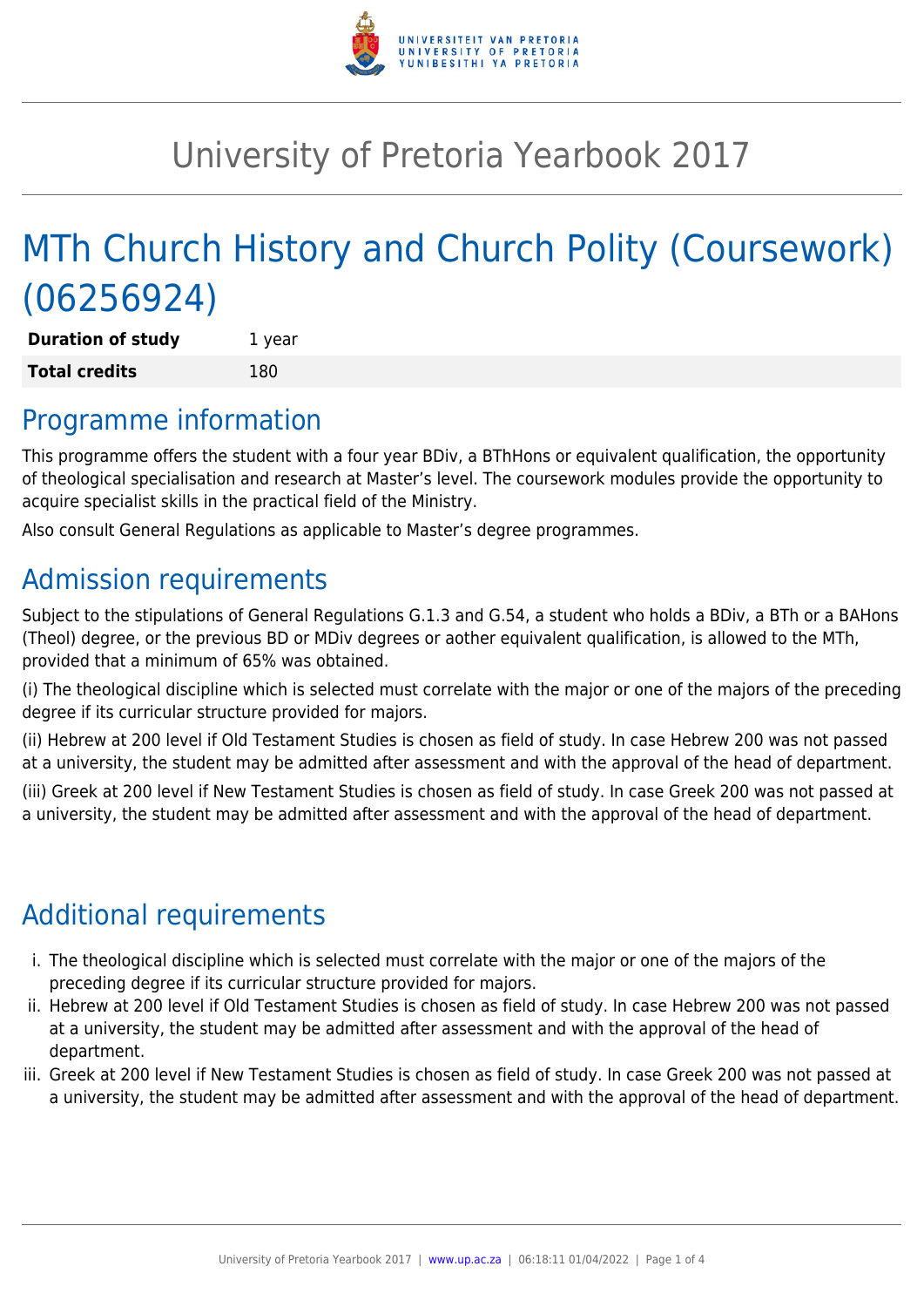# University of Pretoria Yearbook 2017

# MTh Church History and Church Polity (Coursework) (06256924)

| | |
|---|---|
| **Duration of study** | 1 year |
| **Total credits** | 180 |

## Programme information

This programme offers the student with a four year BDiv, a BThHons or equivalent qualification, the opportunity of theological specialisation and research at Master's level. The coursework modules provide the opportunity to acquire specialist skills in the practical field of the Ministry.

Also consult General Regulations as applicable to Master's degree programmes.

## Admission requirements

Subject to the stipulations of General Regulations G.1.3 and G.54, a student who holds a BDiv, a BTh or a BAHons (Theol) degree, or the previous BD or MDiv degrees or aother equivalent qualification, is allowed to the MTh, provided that a minimum of 65% was obtained.

(i) The theological discipline which is selected must correlate with the major or one of the majors of the preceding degree if its curricular structure provided for majors.

(ii) Hebrew at 200 level if Old Testament Studies is chosen as field of study. In case Hebrew 200 was not passed at a university, the student may be admitted after assessment and with the approval of the head of department.

(iii) Greek at 200 level if New Testament Studies is chosen as field of study. In case Greek 200 was not passed at a university, the student may be admitted after assessment and with the approval of the head of department.

## Additional requirements

i. The theological discipline which is selected must correlate with the major or one of the majors of the preceding degree if its curricular structure provided for majors.
ii. Hebrew at 200 level if Old Testament Studies is chosen as field of study. In case Hebrew 200 was not passed at a university, the student may be admitted after assessment and with the approval of the head of department.
iii. Greek at 200 level if New Testament Studies is chosen as field of study. In case Greek 200 was not passed at a university, the student may be admitted after assessment and with the approval of the head of department.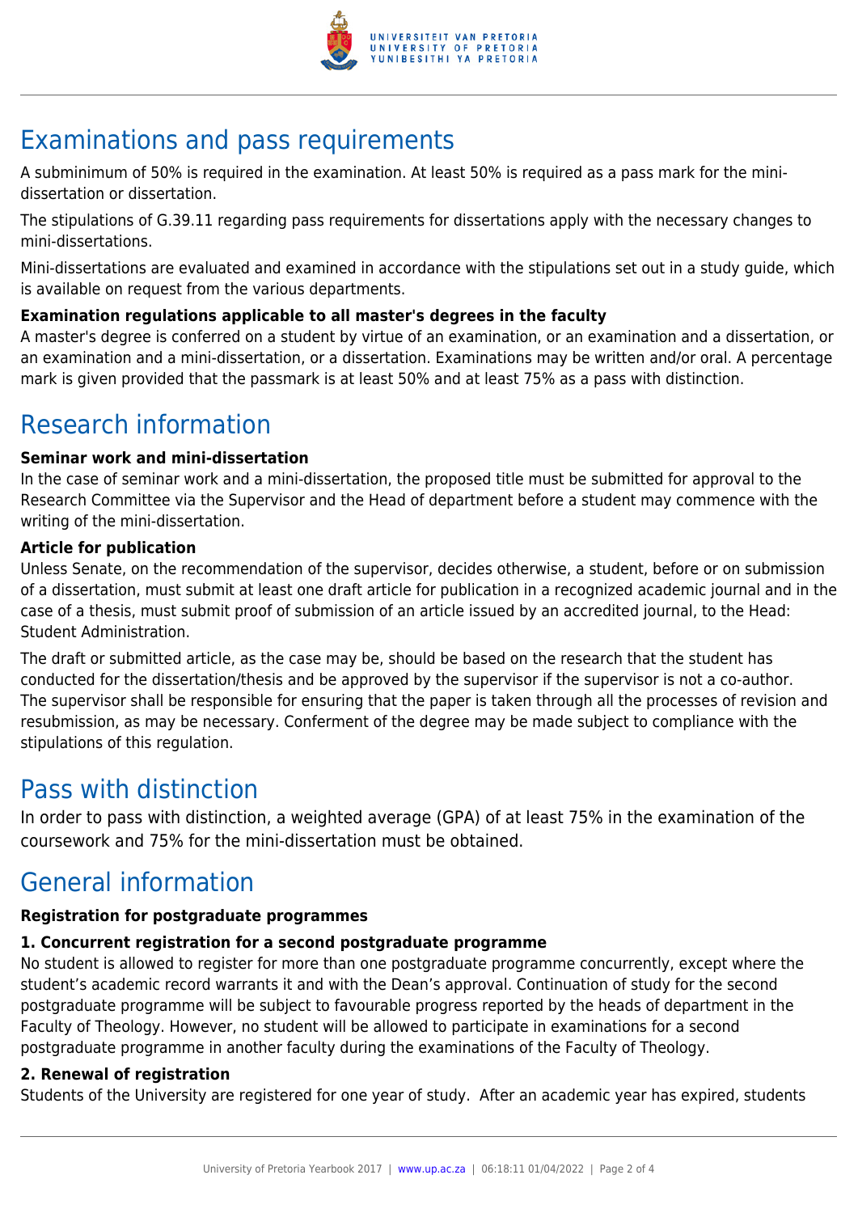# Examinations and pass requirements

A subminimum of 50% is required in the examination. At least 50% is required as a pass mark for the mini-dissertation or dissertation.

The stipulations of G.39.11 regarding pass requirements for dissertations apply with the necessary changes to mini-dissertations.

Mini-dissertations are evaluated and examined in accordance with the stipulations set out in a study guide, which is available on request from the various departments.

**Examination regulations applicable to all master's degrees in the faculty**

A master's degree is conferred on a student by virtue of an examination, or an examination and a dissertation, or an examination and a mini-dissertation, or a dissertation. Examinations may be written and/or oral. A percentage mark is given provided that the passmark is at least 50% and at least 75% as a pass with distinction.

# Research information

**Seminar work and mini-dissertation**

In the case of seminar work and a mini-dissertation, the proposed title must be submitted for approval to the Research Committee via the Supervisor and the Head of department before a student may commence with the writing of the mini-dissertation.

**Article for publication**

Unless Senate, on the recommendation of the supervisor, decides otherwise, a student, before or on submission of a dissertation, must submit at least one draft article for publication in a recognized academic journal and in the case of a thesis, must submit proof of submission of an article issued by an accredited journal, to the Head: Student Administration.

The draft or submitted article, as the case may be, should be based on the research that the student has conducted for the dissertation/thesis and be approved by the supervisor if the supervisor is not a co-author. The supervisor shall be responsible for ensuring that the paper is taken through all the processes of revision and resubmission, as may be necessary. Conferment of the degree may be made subject to compliance with the stipulations of this regulation.

# Pass with distinction

In order to pass with distinction, a weighted average (GPA) of at least 75% in the examination of the coursework and 75% for the mini-dissertation must be obtained.

# General information

**Registration for postgraduate programmes**

**1. Concurrent registration for a second postgraduate programme**

No student is allowed to register for more than one postgraduate programme concurrently, except where the student's academic record warrants it and with the Dean's approval. Continuation of study for the second postgraduate programme will be subject to favourable progress reported by the heads of department in the Faculty of Theology. However, no student will be allowed to participate in examinations for a second postgraduate programme in another faculty during the examinations of the Faculty of Theology.

**2. Renewal of registration**

Students of the University are registered for one year of study. After an academic year has expired, students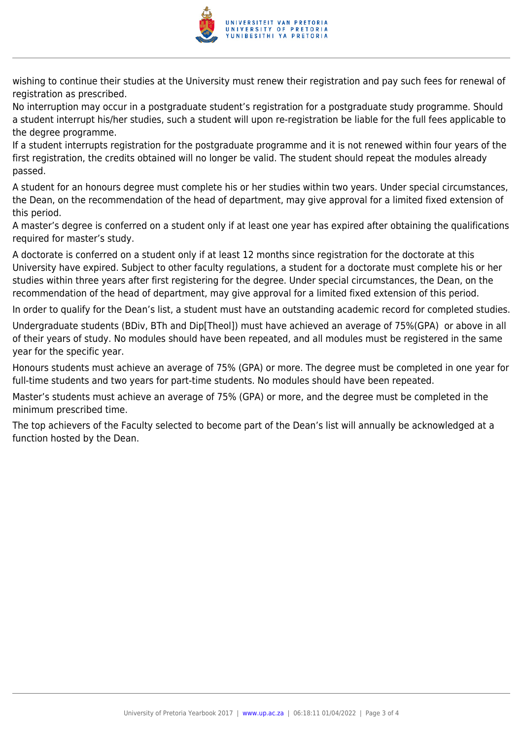wishing to continue their studies at the University must renew their registration and pay such fees for renewal of registration as prescribed.

No interruption may occur in a postgraduate student's registration for a postgraduate study programme. Should a student interrupt his/her studies, such a student will upon re-registration be liable for the full fees applicable to the degree programme.

If a student interrupts registration for the postgraduate programme and it is not renewed within four years of the first registration, the credits obtained will no longer be valid. The student should repeat the modules already passed.

A student for an honours degree must complete his or her studies within two years. Under special circumstances, the Dean, on the recommendation of the head of department, may give approval for a limited fixed extension of this period.

A master's degree is conferred on a student only if at least one year has expired after obtaining the qualifications required for master's study.

A doctorate is conferred on a student only if at least 12 months since registration for the doctorate at this University have expired. Subject to other faculty regulations, a student for a doctorate must complete his or her studies within three years after first registering for the degree. Under special circumstances, the Dean, on the recommendation of the head of department, may give approval for a limited fixed extension of this period.

In order to qualify for the Dean's list, a student must have an outstanding academic record for completed studies.

Undergraduate students (BDiv, BTh and Dip[Theol]) must have achieved an average of 75%(GPA) or above in all of their years of study. No modules should have been repeated, and all modules must be registered in the same year for the specific year.

Honours students must achieve an average of 75% (GPA) or more. The degree must be completed in one year for full-time students and two years for part-time students. No modules should have been repeated.

Master's students must achieve an average of 75% (GPA) or more, and the degree must be completed in the minimum prescribed time.

The top achievers of the Faculty selected to become part of the Dean's list will annually be acknowledged at a function hosted by the Dean.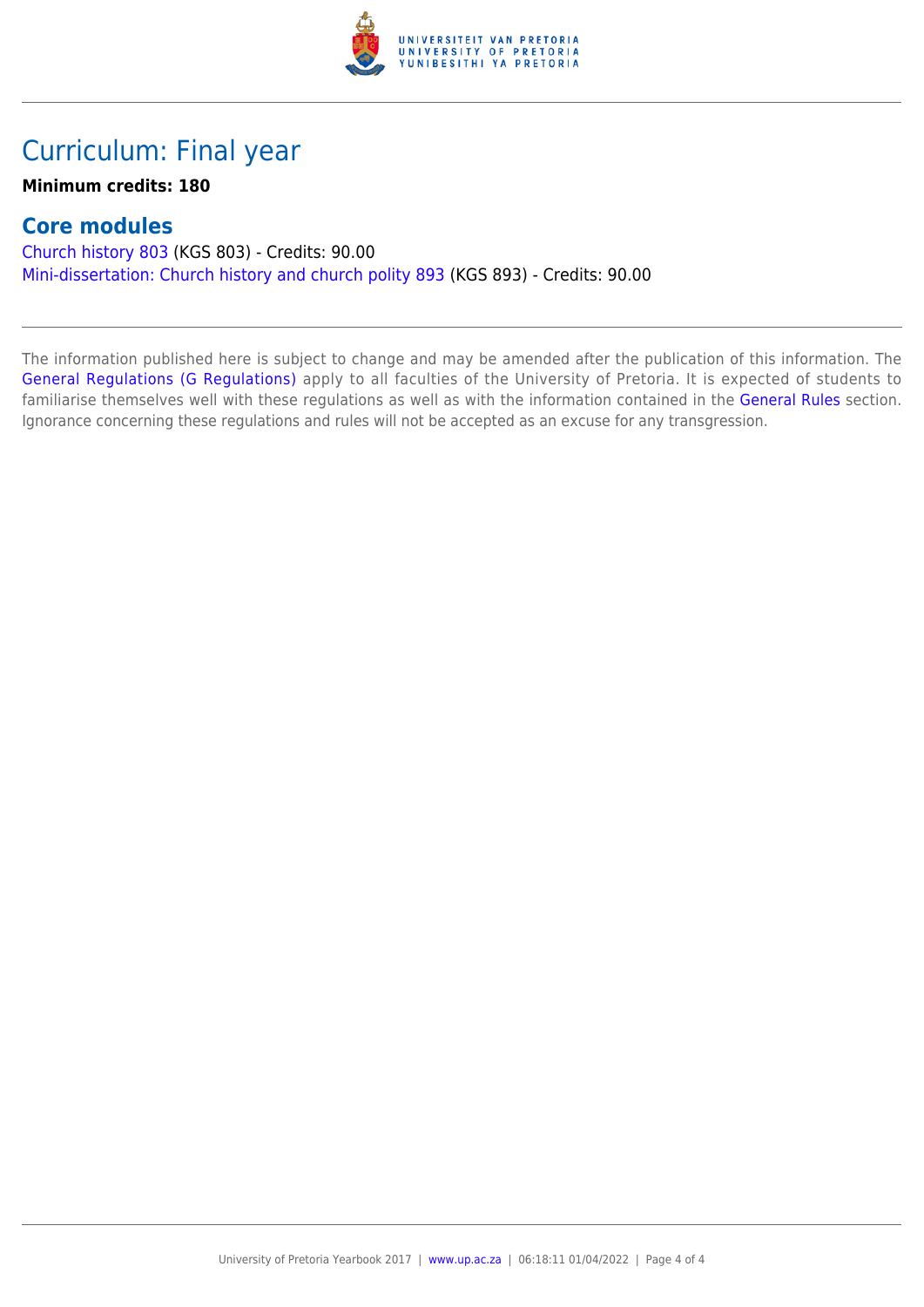# Curriculum: Final year

**Minimum credits: 180**

## Core modules

Church history 803 (KGS 803) - Credits: 90.00
Mini-dissertation: Church history and church polity 893 (KGS 893) - Credits: 90.00

---

The information published here is subject to change and may be amended after the publication of this information. The General Regulations (G Regulations) apply to all faculties of the University of Pretoria. It is expected of students to familiarise themselves well with these regulations as well as with the information contained in the General Rules section. Ignorance concerning these regulations and rules will not be accepted as an excuse for any transgression.